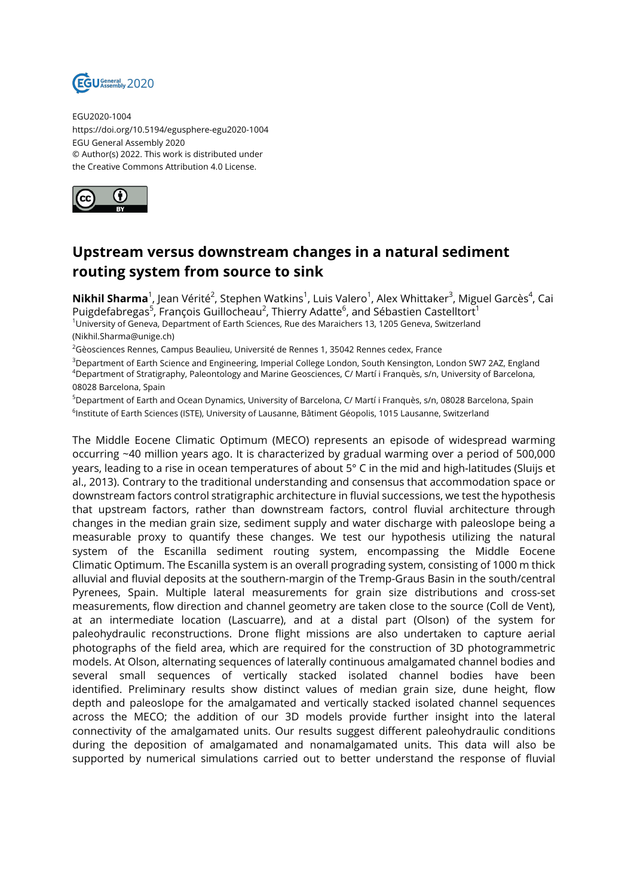EGU2020-1004
https://doi.org/10.5194/egusphere-egu2020-1004
EGU General Assembly 2020
© Author(s) 2022. This work is distributed under
the Creative Commons Attribution 4.0 License.

# Upstream versus downstream changes in a natural sediment routing system from source to sink

**Nikhil Sharma**[1], Jean Vérité[2], Stephen Watkins[1], Luis Valero[1], Alex Whittaker[3], Miguel Garcès[4], Cai Puigdefabregas[5], François Guillocheau[2], Thierry Adatte[6], and Sébastien Castelltort[1]

[1]University of Geneva, Department of Earth Sciences, Rue des Maraichers 13, 1205 Geneva, Switzerland (Nikhil.Sharma@unige.ch)

[2]Gèosciences Rennes, Campus Beaulieu, Université de Rennes 1, 35042 Rennes cedex, France

[3]Department of Earth Science and Engineering, Imperial College London, South Kensington, London SW7 2AZ, England

[4]Department of Stratigraphy, Paleontology and Marine Geosciences, C/ Martí i Franquès, s/n, University of Barcelona, 08028 Barcelona, Spain

[5]Department of Earth and Ocean Dynamics, University of Barcelona, C/ Martí i Franquès, s/n, 08028 Barcelona, Spain

[6]Institute of Earth Sciences (ISTE), University of Lausanne, Bâtiment Géopolis, 1015 Lausanne, Switzerland

The Middle Eocene Climatic Optimum (MECO) represents an episode of widespread warming occurring ~40 million years ago. It is characterized by gradual warming over a period of 500,000 years, leading to a rise in ocean temperatures of about 5° C in the mid and high-latitudes (Sluijs et al., 2013). Contrary to the traditional understanding and consensus that accommodation space or downstream factors control stratigraphic architecture in fluvial successions, we test the hypothesis that upstream factors, rather than downstream factors, control fluvial architecture through changes in the median grain size, sediment supply and water discharge with paleoslope being a measurable proxy to quantify these changes. We test our hypothesis utilizing the natural system of the Escanilla sediment routing system, encompassing the Middle Eocene Climatic Optimum. The Escanilla system is an overall prograding system, consisting of 1000 m thick alluvial and fluvial deposits at the southern-margin of the Tremp-Graus Basin in the south/central Pyrenees, Spain. Multiple lateral measurements for grain size distributions and cross-set measurements, flow direction and channel geometry are taken close to the source (Coll de Vent), at an intermediate location (Lascuarre), and at a distal part (Olson) of the system for paleohydraulic reconstructions. Drone flight missions are also undertaken to capture aerial photographs of the field area, which are required for the construction of 3D photogrammetric models. At Olson, alternating sequences of laterally continuous amalgamated channel bodies and several small sequences of vertically stacked isolated channel bodies have been identified. Preliminary results show distinct values of median grain size, dune height, flow depth and paleoslope for the amalgamated and vertically stacked isolated channel sequences across the MECO; the addition of our 3D models provide further insight into the lateral connectivity of the amalgamated units. Our results suggest different paleohydraulic conditions during the deposition of amalgamated and nonamalgamated units. This data will also be supported by numerical simulations carried out to better understand the response of fluvial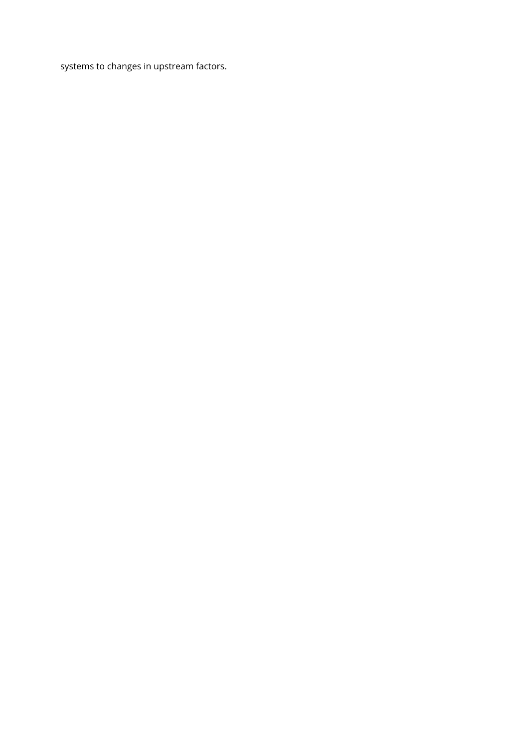systems to changes in upstream factors.